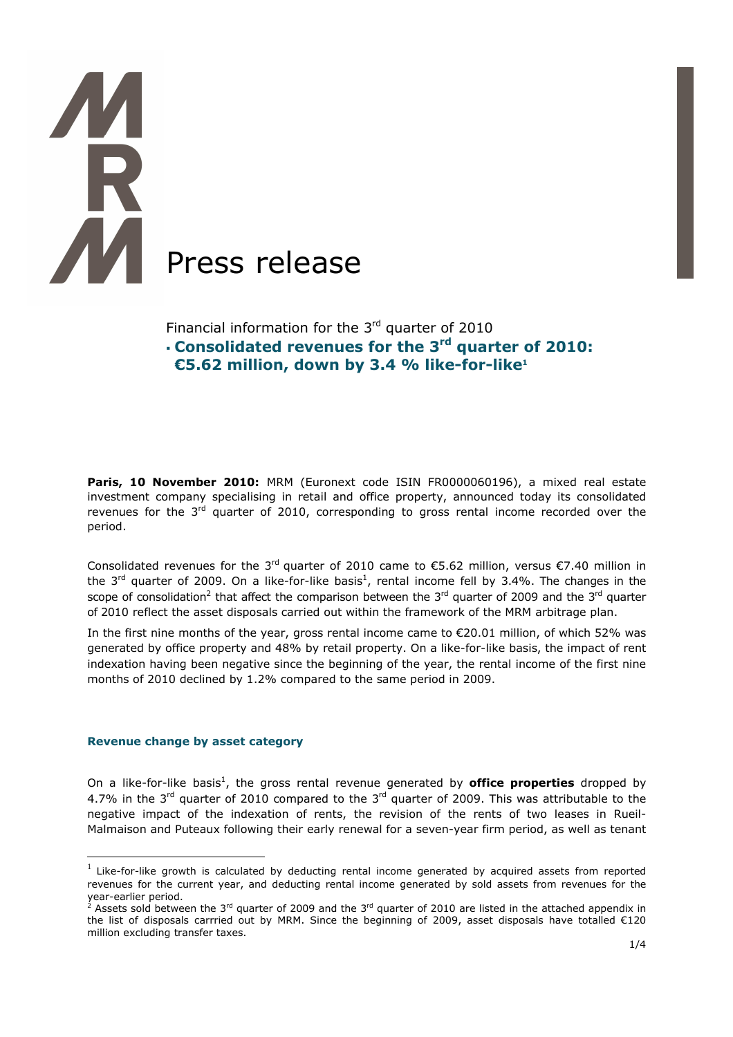# Press release

Financial information for the 3rd quarter of 2010

- **Consolidated revenues for the 3rd quarter of 2010: €5.62 million, down by 3.4 % like-for-like[1]**

**Paris, 10 November 2010:** MRM (Euronext code ISIN FR0000060196), a mixed real estate investment company specialising in retail and office property, announced today its consolidated revenues for the 3rd quarter of 2010, corresponding to gross rental income recorded over the period.

Consolidated revenues for the 3rd quarter of 2010 came to €5.62 million, versus €7.40 million in the 3rd quarter of 2009. On a like-for-like basis[1], rental income fell by 3.4%. The changes in the scope of consolidation[2] that affect the comparison between the 3rd quarter of 2009 and the 3rd quarter of 2010 reflect the asset disposals carried out within the framework of the MRM arbitrage plan.

In the first nine months of the year, gross rental income came to €20.01 million, of which 52% was generated by office property and 48% by retail property. On a like-for-like basis, the impact of rent indexation having been negative since the beginning of the year, the rental income of the first nine months of 2010 declined by 1.2% compared to the same period in 2009.

### Revenue change by asset category

On a like-for-like basis[1], the gross rental revenue generated by **office properties** dropped by 4.7% in the 3rd quarter of 2010 compared to the 3rd quarter of 2009. This was attributable to the negative impact of the indexation of rents, the revision of the rents of two leases in Rueil-Malmaison and Puteaux following their early renewal for a seven-year firm period, as well as tenant

---

[1] Like-for-like growth is calculated by deducting rental income generated by acquired assets from reported revenues for the current year, and deducting rental income generated by sold assets from revenues for the year-earlier period.

[2] Assets sold between the 3rd quarter of 2009 and the 3rd quarter of 2010 are listed in the attached appendix in the list of disposals carrried out by MRM. Since the beginning of 2009, asset disposals have totalled €120 million excluding transfer taxes.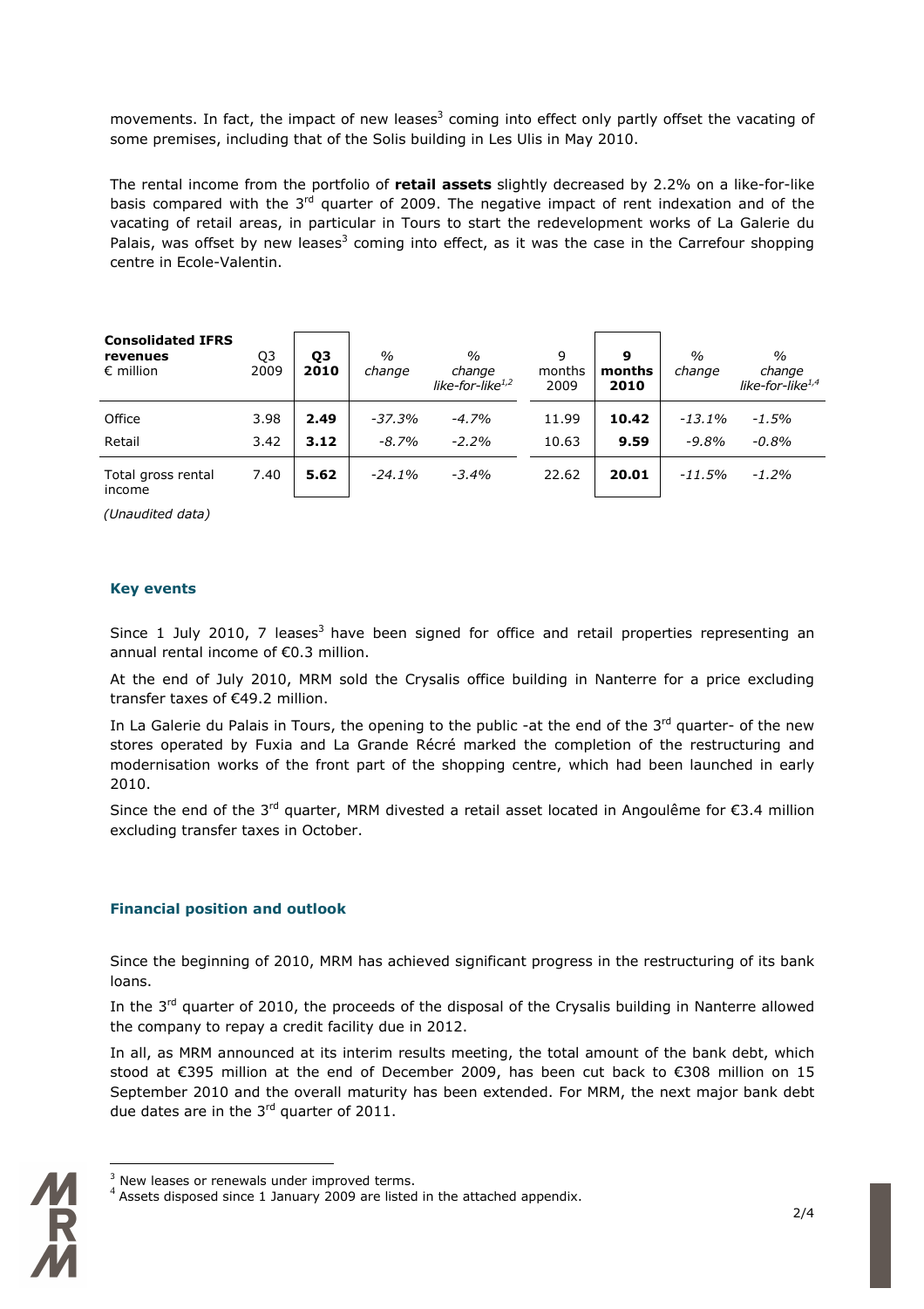movements. In fact, the impact of new leases[3] coming into effect only partly offset the vacating of some premises, including that of the Solis building in Les Ulis in May 2010.

The rental income from the portfolio of **retail assets** slightly decreased by 2.2% on a like-for-like basis compared with the 3[rd] quarter of 2009. The negative impact of rent indexation and of the vacating of retail areas, in particular in Tours to start the redevelopment works of La Galerie du Palais, was offset by new leases[3] coming into effect, as it was the case in the Carrefour shopping centre in Ecole-Valentin.

| **Consolidated IFRS revenues** € million | Q3 2009 | **Q3 2010** | *% change* | *% change like-for-like[1,2]* | 9 months 2009 | **9 months 2010** | *% change* | *% change like-for-like[1,4]* |
|---|---|---|---|---|---|---|---|---|
| Office | 3.98 | **2.49** | *-37.3%* | *-4.7%* | 11.99 | **10.42** | *-13.1%* | *-1.5%* |
| Retail | 3.42 | **3.12** | *-8.7%* | *-2.2%* | 10.63 | **9.59** | *-9.8%* | *-0.8%* |
| Total gross rental income | 7.40 | **5.62** | *-24.1%* | *-3.4%* | 22.62 | **20.01** | *-11.5%* | *-1.2%* |

*(Unaudited data)*

### Key events

Since 1 July 2010, 7 leases[3] have been signed for office and retail properties representing an annual rental income of €0.3 million.

At the end of July 2010, MRM sold the Crysalis office building in Nanterre for a price excluding transfer taxes of €49.2 million.

In La Galerie du Palais in Tours, the opening to the public -at the end of the 3[rd] quarter- of the new stores operated by Fuxia and La Grande Récré marked the completion of the restructuring and modernisation works of the front part of the shopping centre, which had been launched in early 2010.

Since the end of the 3[rd] quarter, MRM divested a retail asset located in Angoulême for €3.4 million excluding transfer taxes in October.

### Financial position and outlook

Since the beginning of 2010, MRM has achieved significant progress in the restructuring of its bank loans.

In the 3[rd] quarter of 2010, the proceeds of the disposal of the Crysalis building in Nanterre allowed the company to repay a credit facility due in 2012.

In all, as MRM announced at its interim results meeting, the total amount of the bank debt, which stood at €395 million at the end of December 2009, has been cut back to €308 million on 15 September 2010 and the overall maturity has been extended. For MRM, the next major bank debt due dates are in the 3[rd] quarter of 2011.

[3] New leases or renewals under improved terms.
[4] Assets disposed since 1 January 2009 are listed in the attached appendix.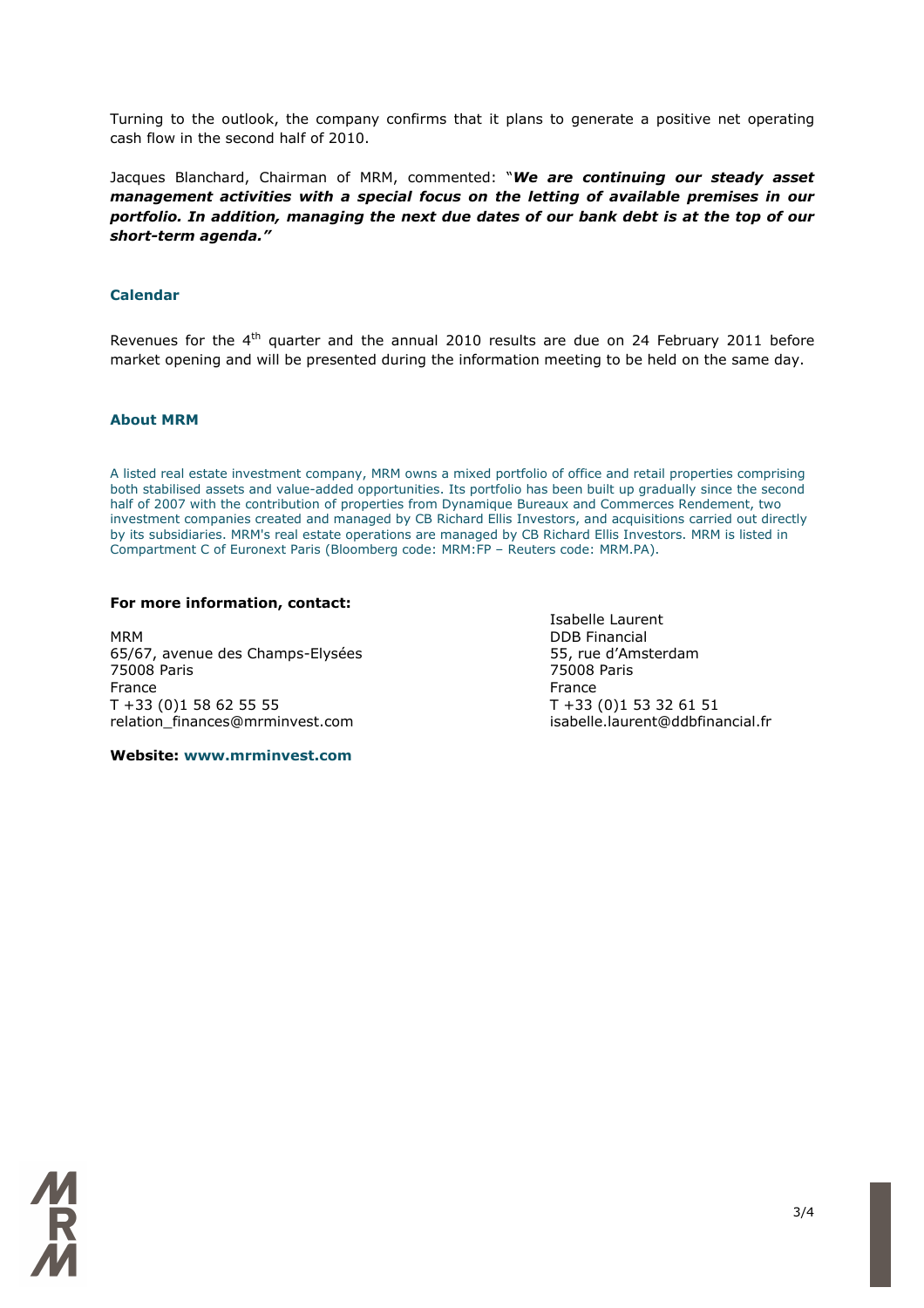Turning to the outlook, the company confirms that it plans to generate a positive net operating cash flow in the second half of 2010.

Jacques Blanchard, Chairman of MRM, commented: "***We are continuing our steady asset management activities with a special focus on the letting of available premises in our portfolio. In addition, managing the next due dates of our bank debt is at the top of our short-term agenda."***

## Calendar

Revenues for the 4th quarter and the annual 2010 results are due on 24 February 2011 before market opening and will be presented during the information meeting to be held on the same day.

## About MRM

A listed real estate investment company, MRM owns a mixed portfolio of office and retail properties comprising both stabilised assets and value-added opportunities. Its portfolio has been built up gradually since the second half of 2007 with the contribution of properties from Dynamique Bureaux and Commerces Rendement, two investment companies created and managed by CB Richard Ellis Investors, and acquisitions carried out directly by its subsidiaries. MRM's real estate operations are managed by CB Richard Ellis Investors. MRM is listed in Compartment C of Euronext Paris (Bloomberg code: MRM:FP – Reuters code: MRM.PA).

**For more information, contact:**

MRM
65/67, avenue des Champs-Elysées
75008 Paris
France
T +33 (0)1 58 62 55 55
relation_finances@mrminvest.com

Isabelle Laurent
DDB Financial
55, rue d'Amsterdam
75008 Paris
France
T +33 (0)1 53 32 61 51
isabelle.laurent@ddbfinancial.fr

**Website: www.mrminvest.com**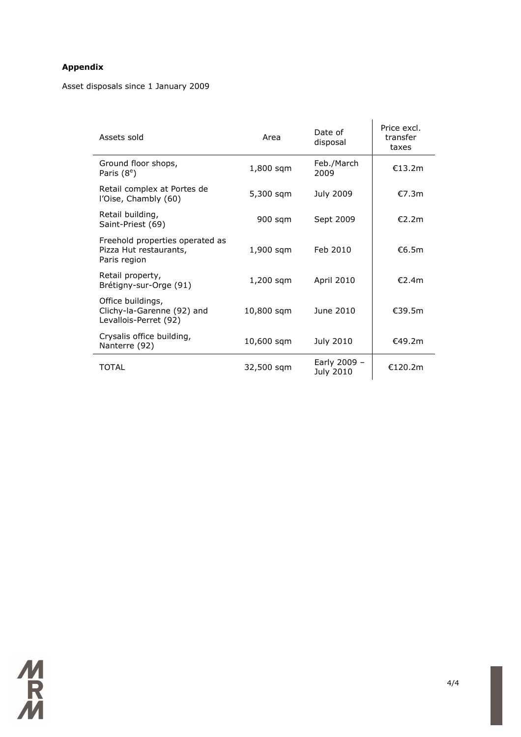**Appendix**

Asset disposals since 1 January 2009

| Assets sold | Area | Date of disposal | Price excl. transfer taxes |
|---|---|---|---|
| Ground floor shops, Paris (8e) | 1,800 sqm | Feb./March 2009 | €13.2m |
| Retail complex at Portes de l'Oise, Chambly (60) | 5,300 sqm | July 2009 | €7.3m |
| Retail building, Saint-Priest (69) | 900 sqm | Sept 2009 | €2.2m |
| Freehold properties operated as Pizza Hut restaurants, Paris region | 1,900 sqm | Feb 2010 | €6.5m |
| Retail property, Brétigny-sur-Orge (91) | 1,200 sqm | April 2010 | €2.4m |
| Office buildings, Clichy-la-Garenne (92) and Levallois-Perret (92) | 10,800 sqm | June 2010 | €39.5m |
| Crysalis office building, Nanterre (92) | 10,600 sqm | July 2010 | €49.2m |
| TOTAL | 32,500 sqm | Early 2009 – July 2010 | €120.2m |